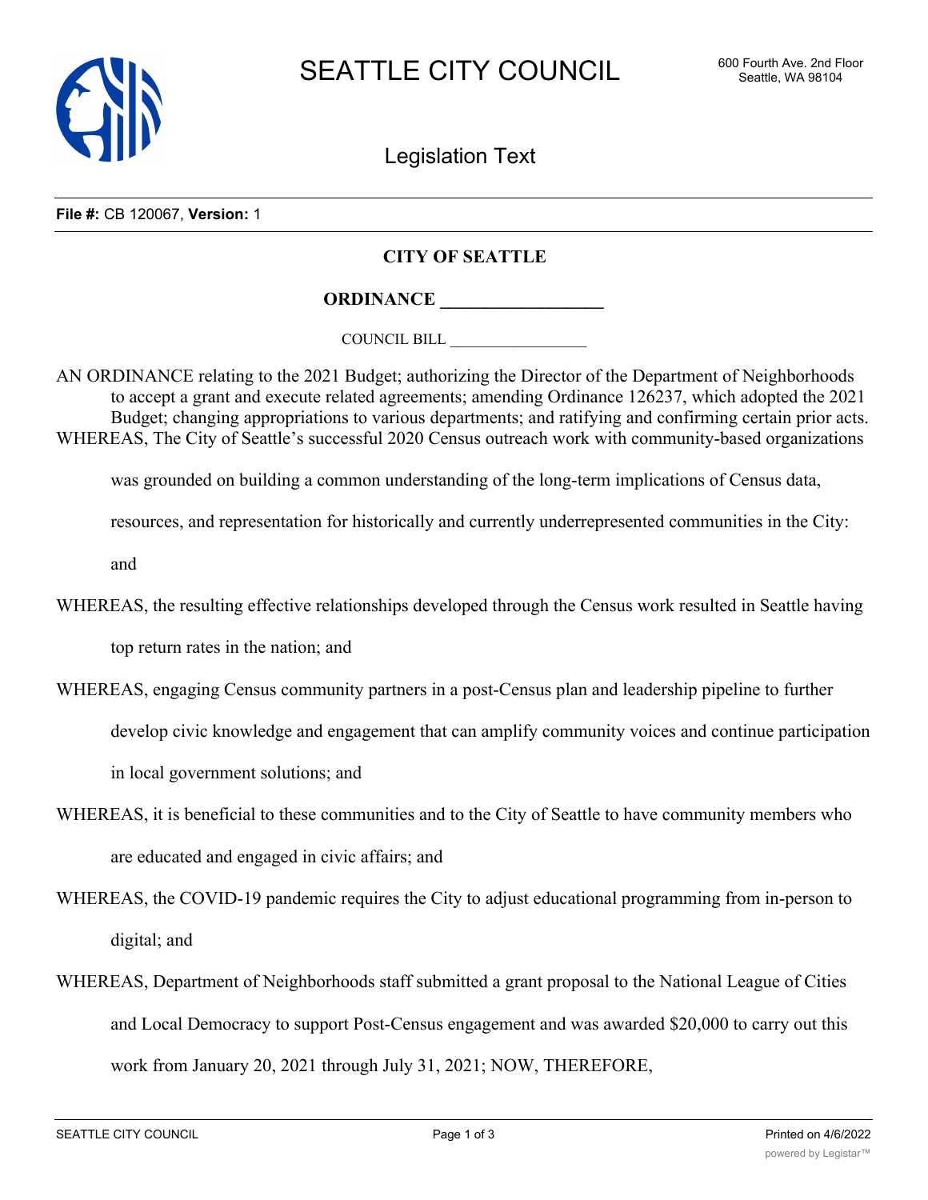# SEATTLE CITY COUNCIL

600 Fourth Ave. 2nd Floor
Seattle, WA 98104

## Legislation Text

**File #:** CB 120067, **Version:** 1

### CITY OF SEATTLE

### ORDINANCE __________________

COUNCIL BILL __________________

AN ORDINANCE relating to the 2021 Budget; authorizing the Director of the Department of Neighborhoods to accept a grant and execute related agreements; amending Ordinance 126237, which adopted the 2021 Budget; changing appropriations to various departments; and ratifying and confirming certain prior acts.

WHEREAS, The City of Seattle's successful 2020 Census outreach work with community-based organizations was grounded on building a common understanding of the long-term implications of Census data, resources, and representation for historically and currently underrepresented communities in the City: and

WHEREAS, the resulting effective relationships developed through the Census work resulted in Seattle having top return rates in the nation; and

WHEREAS, engaging Census community partners in a post-Census plan and leadership pipeline to further develop civic knowledge and engagement that can amplify community voices and continue participation in local government solutions; and

WHEREAS, it is beneficial to these communities and to the City of Seattle to have community members who are educated and engaged in civic affairs; and

WHEREAS, the COVID-19 pandemic requires the City to adjust educational programming from in-person to digital; and

WHEREAS, Department of Neighborhoods staff submitted a grant proposal to the National League of Cities and Local Democracy to support Post-Census engagement and was awarded $20,000 to carry out this work from January 20, 2021 through July 31, 2021; NOW, THEREFORE,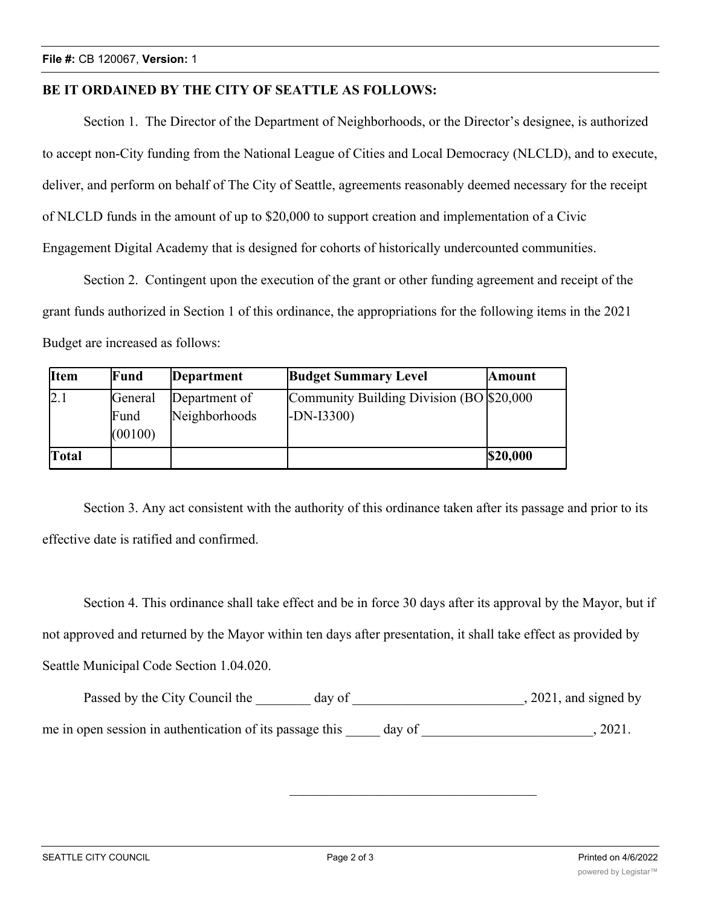**File #:** CB 120067, **Version:** 1

**BE IT ORDAINED BY THE CITY OF SEATTLE AS FOLLOWS:**

Section 1. The Director of the Department of Neighborhoods, or the Director's designee, is authorized to accept non-City funding from the National League of Cities and Local Democracy (NLCLD), and to execute, deliver, and perform on behalf of The City of Seattle, agreements reasonably deemed necessary for the receipt of NLCLD funds in the amount of up to $20,000 to support creation and implementation of a Civic Engagement Digital Academy that is designed for cohorts of historically undercounted communities.

Section 2. Contingent upon the execution of the grant or other funding agreement and receipt of the grant funds authorized in Section 1 of this ordinance, the appropriations for the following items in the 2021 Budget are increased as follows:

| Item | Fund | Department | Budget Summary Level | Amount |
|---|---|---|---|---|
| 2.1 | General Fund (00100) | Department of Neighborhoods | Community Building Division (BO-DN-I3300) | $20,000 |
| **Total** | | | | **$20,000** |

Section 3. Any act consistent with the authority of this ordinance taken after its passage and prior to its effective date is ratified and confirmed.

Section 4. This ordinance shall take effect and be in force 30 days after its approval by the Mayor, but if not approved and returned by the Mayor within ten days after presentation, it shall take effect as provided by Seattle Municipal Code Section 1.04.020.

Passed by the City Council the ________ day of _________________________, 2021, and signed by me in open session in authentication of its passage this _____ day of _________________________, 2021.

_____________________________________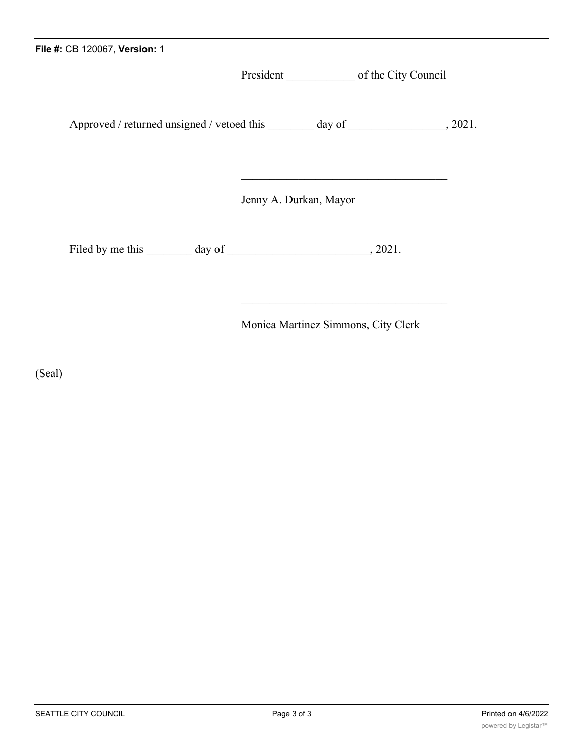President ____________ of the City Council

Approved / returned unsigned / vetoed this ________ day of _________________, 2021.

____________________________________

Jenny A. Durkan, Mayor

Filed by me this ________ day of _________________________, 2021.

____________________________________

Monica Martinez Simmons, City Clerk

(Seal)